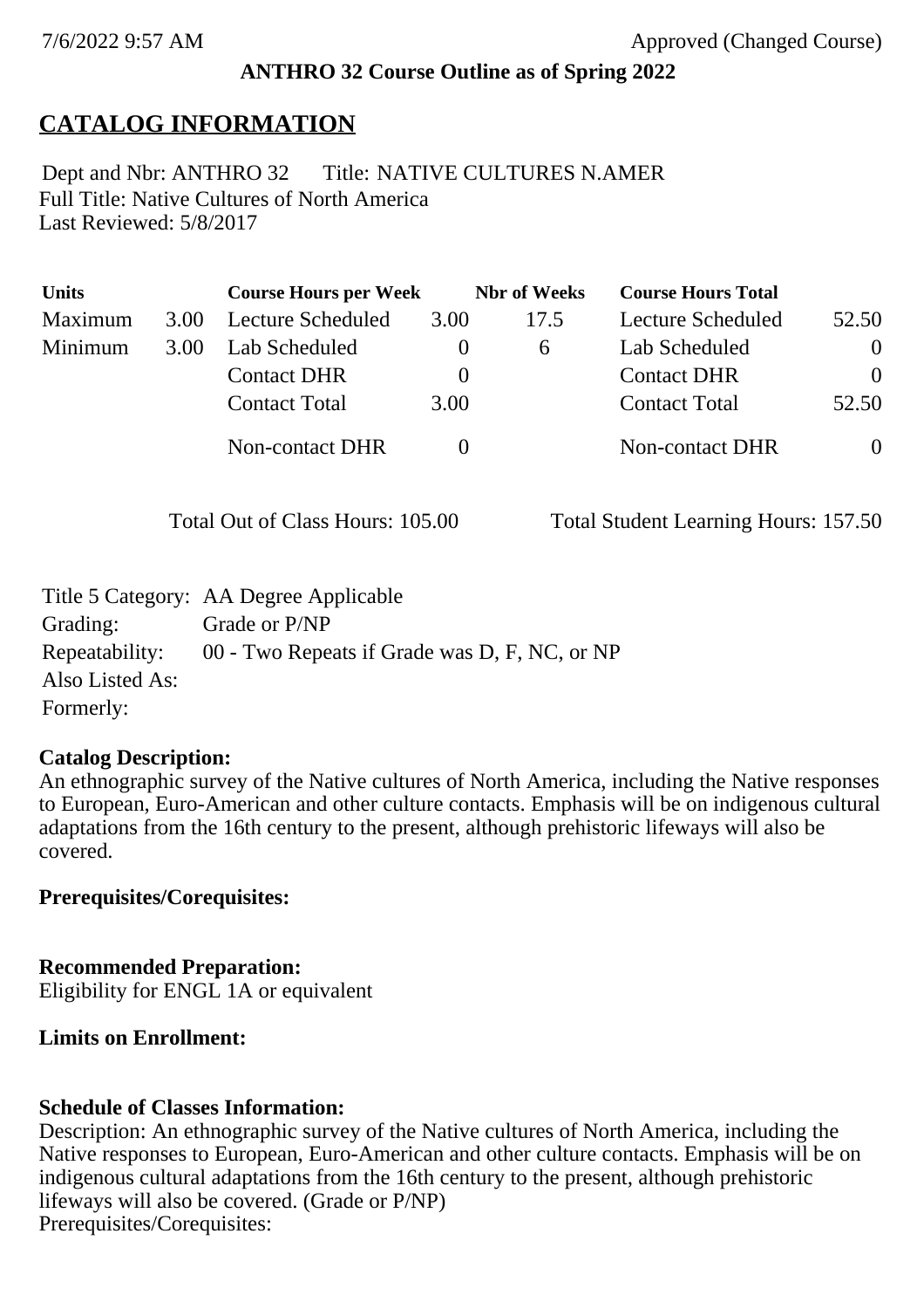7/6/2022 9:57 AM Approved (Changed Course)

**ANTHRO 32 Course Outline as of Spring 2022**

# CATALOG INFORMATION

Dept and Nbr: ANTHRO 32 Title: NATIVE CULTURES N.AMER
Full Title: Native Cultures of North America
Last Reviewed: 5/8/2017

| Units | | Course Hours per Week | | Nbr of Weeks | Course Hours Total | |
|---|---|---|---|---|---|---|
| Maximum | 3.00 | Lecture Scheduled | 3.00 | 17.5 | Lecture Scheduled | 52.50 |
| Minimum | 3.00 | Lab Scheduled | 0 | 6 | Lab Scheduled | 0 |
| | | Contact DHR | 0 | | Contact DHR | 0 |
| | | Contact Total | 3.00 | | Contact Total | 52.50 |
| | | Non-contact DHR | 0 | | Non-contact DHR | 0 |

Total Out of Class Hours: 105.00 Total Student Learning Hours: 157.50

Title 5 Category: AA Degree Applicable
Grading: Grade or P/NP
Repeatability: 00 - Two Repeats if Grade was D, F, NC, or NP
Also Listed As:
Formerly:

**Catalog Description:**
An ethnographic survey of the Native cultures of North America, including the Native responses to European, Euro-American and other culture contacts. Emphasis will be on indigenous cultural adaptations from the 16th century to the present, although prehistoric lifeways will also be covered.

**Prerequisites/Corequisites:**

**Recommended Preparation:**
Eligibility for ENGL 1A or equivalent

**Limits on Enrollment:**

**Schedule of Classes Information:**
Description: An ethnographic survey of the Native cultures of North America, including the Native responses to European, Euro-American and other culture contacts. Emphasis will be on indigenous cultural adaptations from the 16th century to the present, although prehistoric lifeways will also be covered. (Grade or P/NP)
Prerequisites/Corequisites: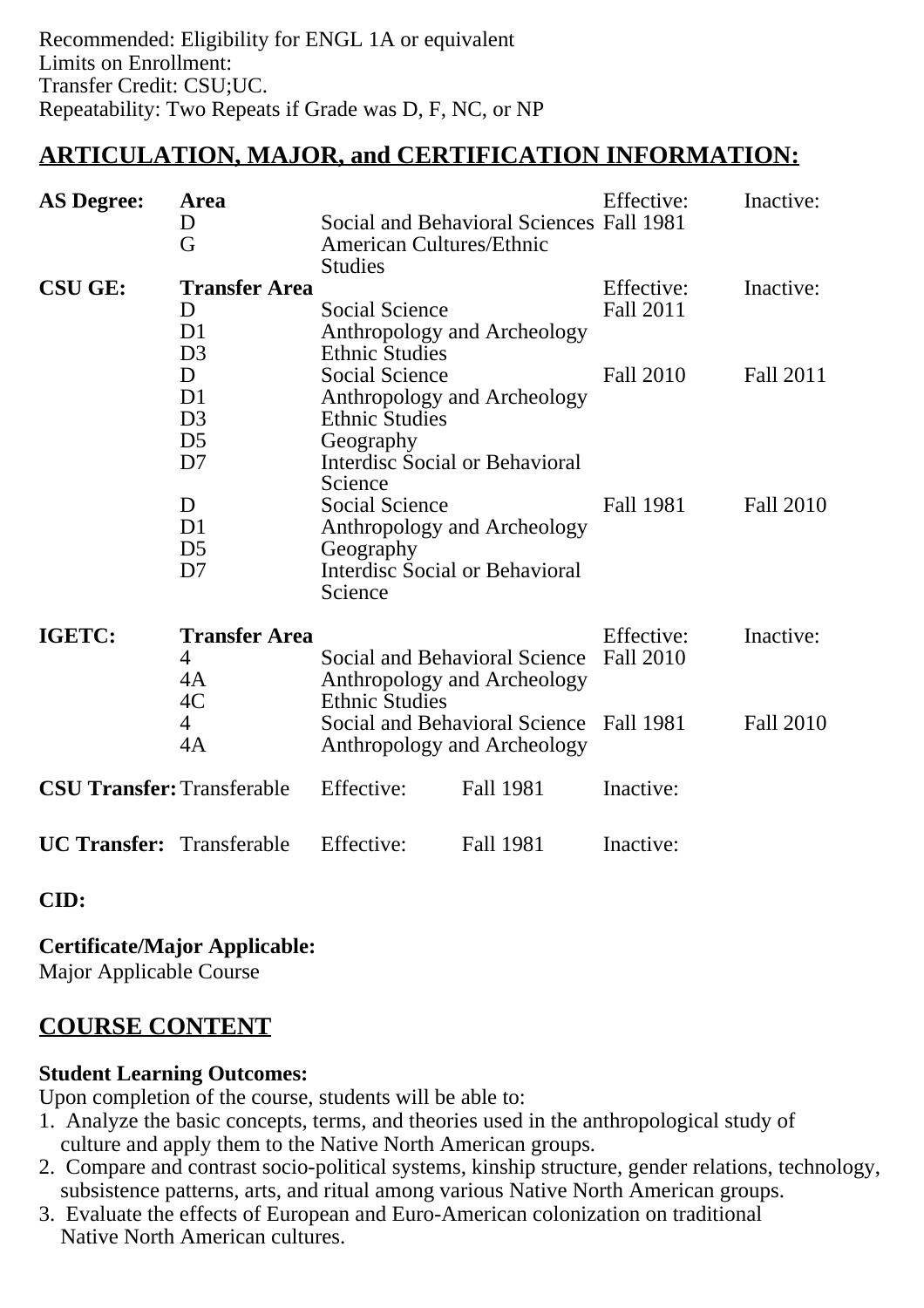Recommended: Eligibility for ENGL 1A or equivalent
Limits on Enrollment:
Transfer Credit: CSU;UC.
Repeatability: Two Repeats if Grade was D, F, NC, or NP

## ARTICULATION, MAJOR, and CERTIFICATION INFORMATION:

| | | | | |
|---|---|---|---|---|
| **AS Degree:** | **Area** | | Effective: | Inactive: |
| | D | Social and Behavioral Sciences | Fall 1981 | |
| | G | American Cultures/Ethnic Studies | | |
| **CSU GE:** | **Transfer Area** | | Effective: | Inactive: |
| | D | Social Science | Fall 2011 | |
| | D1 | Anthropology and Archeology | | |
| | D3 | Ethnic Studies | | |
| | D | Social Science | Fall 2010 | Fall 2011 |
| | D1 | Anthropology and Archeology | | |
| | D3 | Ethnic Studies | | |
| | D5 | Geography | | |
| | D7 | Interdisc Social or Behavioral Science | | |
| | D | Social Science | Fall 1981 | Fall 2010 |
| | D1 | Anthropology and Archeology | | |
| | D5 | Geography | | |
| | D7 | Interdisc Social or Behavioral Science | | |
| **IGETC:** | **Transfer Area** | | Effective: | Inactive: |
| | 4 | Social and Behavioral Science | Fall 2010 | |
| | 4A | Anthropology and Archeology | | |
| | 4C | Ethnic Studies | | |
| | 4 | Social and Behavioral Science | Fall 1981 | Fall 2010 |
| | 4A | Anthropology and Archeology | | |

| | | | | |
|---|---|---|---|---|
| **CSU Transfer:** | Transferable | Effective: | Fall 1981 | Inactive: |
| **UC Transfer:** | Transferable | Effective: | Fall 1981 | Inactive: |

**CID:**

**Certificate/Major Applicable:**
Major Applicable Course

## COURSE CONTENT

**Student Learning Outcomes:**
Upon completion of the course, students will be able to:

1. Analyze the basic concepts, terms, and theories used in the anthropological study of culture and apply them to the Native North American groups.
2. Compare and contrast socio-political systems, kinship structure, gender relations, technology, subsistence patterns, arts, and ritual among various Native North American groups.
3. Evaluate the effects of European and Euro-American colonization on traditional Native North American cultures.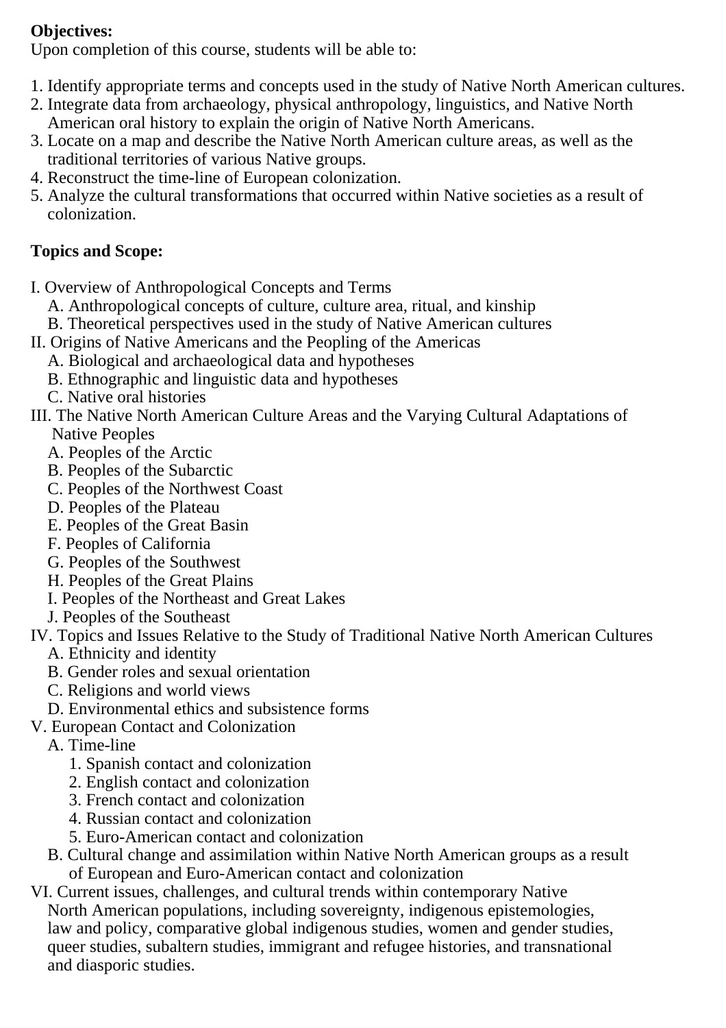**Objectives:**

Upon completion of this course, students will be able to:

1. Identify appropriate terms and concepts used in the study of Native North American cultures.
2. Integrate data from archaeology, physical anthropology, linguistics, and Native North American oral history to explain the origin of Native North Americans.
3. Locate on a map and describe the Native North American culture areas, as well as the traditional territories of various Native groups.
4. Reconstruct the time-line of European colonization.
5. Analyze the cultural transformations that occurred within Native societies as a result of colonization.

**Topics and Scope:**

I. Overview of Anthropological Concepts and Terms
   A. Anthropological concepts of culture, culture area, ritual, and kinship
   B. Theoretical perspectives used in the study of Native American cultures
II. Origins of Native Americans and the Peopling of the Americas
   A. Biological and archaeological data and hypotheses
   B. Ethnographic and linguistic data and hypotheses
   C. Native oral histories
III. The Native North American Culture Areas and the Varying Cultural Adaptations of Native Peoples
   A. Peoples of the Arctic
   B. Peoples of the Subarctic
   C. Peoples of the Northwest Coast
   D. Peoples of the Plateau
   E. Peoples of the Great Basin
   F. Peoples of California
   G. Peoples of the Southwest
   H. Peoples of the Great Plains
   I. Peoples of the Northeast and Great Lakes
   J. Peoples of the Southeast
IV. Topics and Issues Relative to the Study of Traditional Native North American Cultures
   A. Ethnicity and identity
   B. Gender roles and sexual orientation
   C. Religions and world views
   D. Environmental ethics and subsistence forms
V. European Contact and Colonization
   A. Time-line
      1. Spanish contact and colonization
      2. English contact and colonization
      3. French contact and colonization
      4. Russian contact and colonization
      5. Euro-American contact and colonization
   B. Cultural change and assimilation within Native North American groups as a result of European and Euro-American contact and colonization
VI. Current issues, challenges, and cultural trends within contemporary Native North American populations, including sovereignty, indigenous epistemologies, law and policy, comparative global indigenous studies, women and gender studies, queer studies, subaltern studies, immigrant and refugee histories, and transnational and diasporic studies.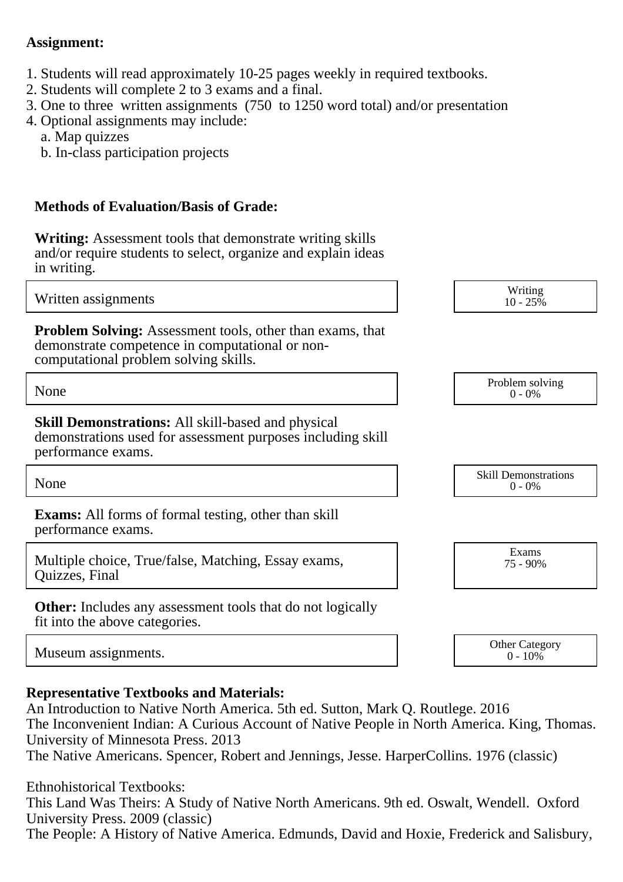**Assignment:**

1. Students will read approximately 10-25 pages weekly in required textbooks.
2. Students will complete 2 to 3 exams and a final.
3. One to three written assignments (750 to 1250 word total) and/or presentation
4. Optional assignments may include:
   a. Map quizzes
   b. In-class participation projects

**Methods of Evaluation/Basis of Grade:**

**Writing:** Assessment tools that demonstrate writing skills and/or require students to select, organize and explain ideas in writing.

| Written assignments | Writing 10 - 25% |
|---|---|

**Problem Solving:** Assessment tools, other than exams, that demonstrate competence in computational or non-computational problem solving skills.

| None | Problem solving 0 - 0% |
|---|---|

**Skill Demonstrations:** All skill-based and physical demonstrations used for assessment purposes including skill performance exams.

| None | Skill Demonstrations 0 - 0% |
|---|---|

**Exams:** All forms of formal testing, other than skill performance exams.

| Multiple choice, True/false, Matching, Essay exams, Quizzes, Final | Exams 75 - 90% |
|---|---|

**Other:** Includes any assessment tools that do not logically fit into the above categories.

| Museum assignments. | Other Category 0 - 10% |
|---|---|

**Representative Textbooks and Materials:**

An Introduction to Native North America. 5th ed. Sutton, Mark Q. Routlege. 2016
The Inconvenient Indian: A Curious Account of Native People in North America. King, Thomas. University of Minnesota Press. 2013
The Native Americans. Spencer, Robert and Jennings, Jesse. HarperCollins. 1976 (classic)

Ethnohistorical Textbooks:
This Land Was Theirs: A Study of Native North Americans. 9th ed. Oswalt, Wendell. Oxford University Press. 2009 (classic)
The People: A History of Native America. Edmunds, David and Hoxie, Frederick and Salisbury,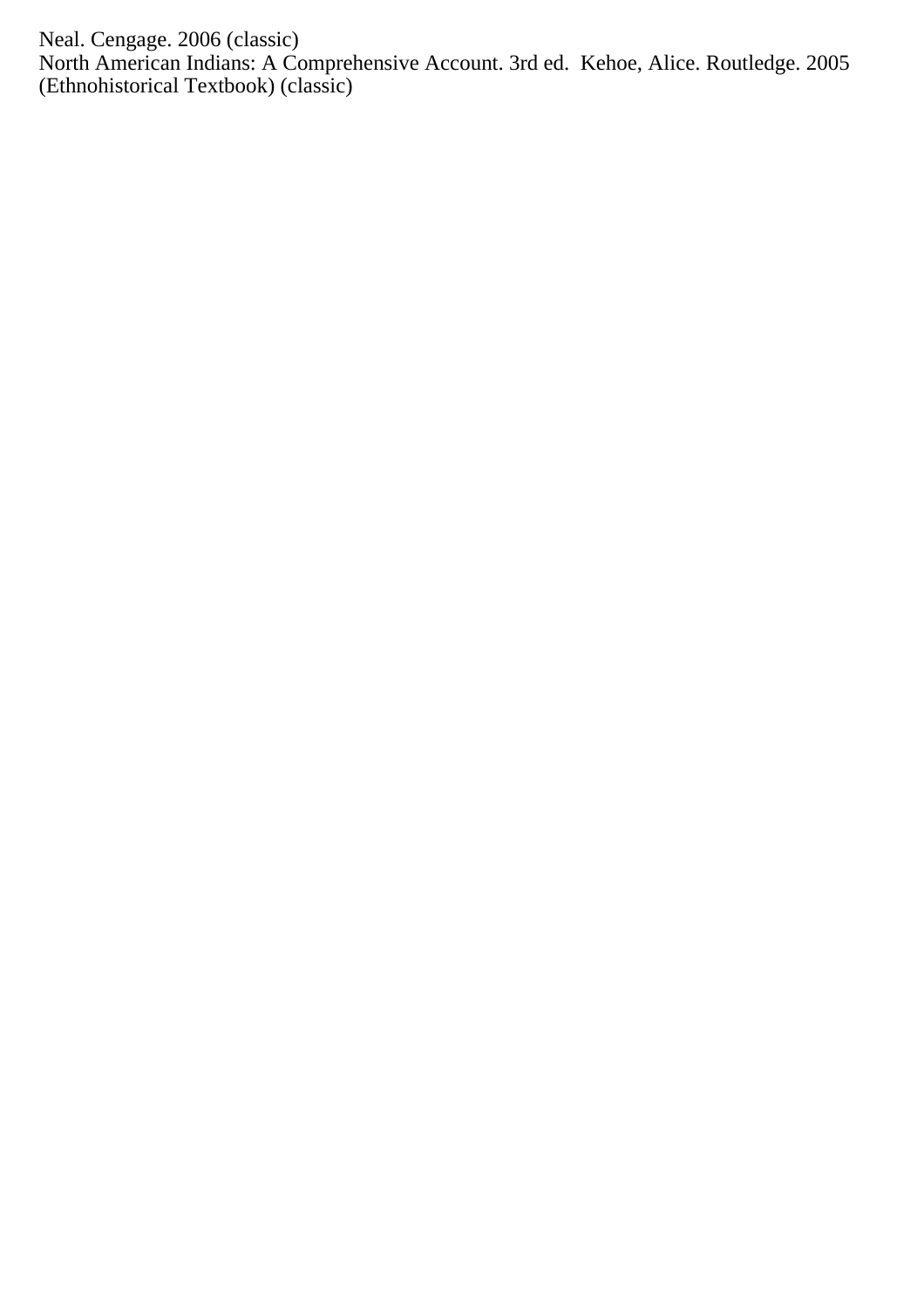Neal. Cengage. 2006 (classic)
North American Indians: A Comprehensive Account. 3rd ed. Kehoe, Alice. Routledge. 2005 (Ethnohistorical Textbook) (classic)